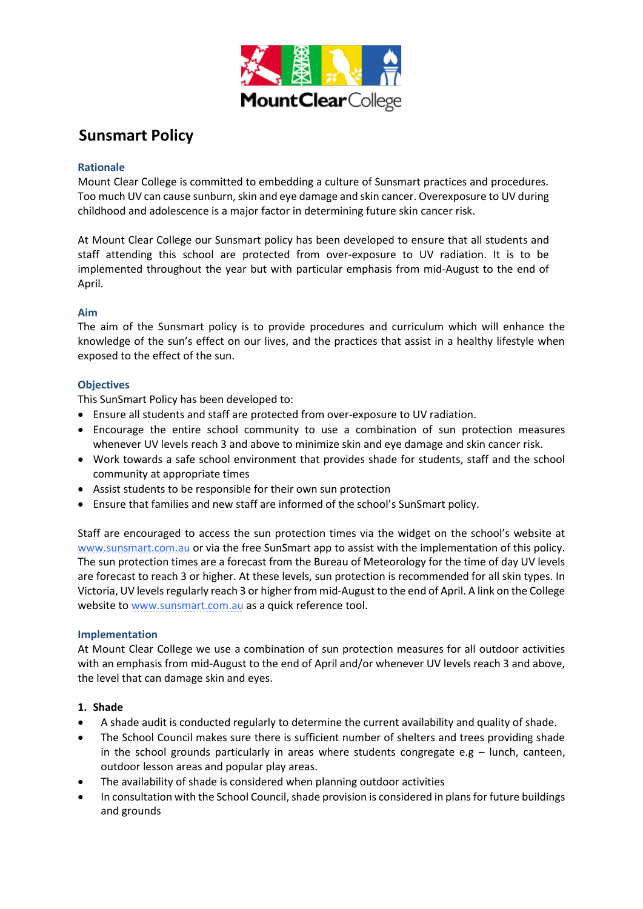# Sunsmart Policy

## Rationale

Mount Clear College is committed to embedding a culture of Sunsmart practices and procedures. Too much UV can cause sunburn, skin and eye damage and skin cancer. Overexposure to UV during childhood and adolescence is a major factor in determining future skin cancer risk.

At Mount Clear College our Sunsmart policy has been developed to ensure that all students and staff attending this school are protected from over-exposure to UV radiation. It is to be implemented throughout the year but with particular emphasis from mid-August to the end of April.

## Aim

The aim of the Sunsmart policy is to provide procedures and curriculum which will enhance the knowledge of the sun's effect on our lives, and the practices that assist in a healthy lifestyle when exposed to the effect of the sun.

## Objectives

This SunSmart Policy has been developed to:

- Ensure all students and staff are protected from over-exposure to UV radiation.
- Encourage the entire school community to use a combination of sun protection measures whenever UV levels reach 3 and above to minimize skin and eye damage and skin cancer risk.
- Work towards a safe school environment that provides shade for students, staff and the school community at appropriate times
- Assist students to be responsible for their own sun protection
- Ensure that families and new staff are informed of the school's SunSmart policy.

Staff are encouraged to access the sun protection times via the widget on the school's website at www.sunsmart.com.au or via the free SunSmart app to assist with the implementation of this policy. The sun protection times are a forecast from the Bureau of Meteorology for the time of day UV levels are forecast to reach 3 or higher. At these levels, sun protection is recommended for all skin types. In Victoria, UV levels regularly reach 3 or higher from mid-August to the end of April. A link on the College website to www.sunsmart.com.au as a quick reference tool.

## Implementation

At Mount Clear College we use a combination of sun protection measures for all outdoor activities with an emphasis from mid-August to the end of April and/or whenever UV levels reach 3 and above, the level that can damage skin and eyes.

### 1. Shade

- A shade audit is conducted regularly to determine the current availability and quality of shade.
- The School Council makes sure there is sufficient number of shelters and trees providing shade in the school grounds particularly in areas where students congregate e.g – lunch, canteen, outdoor lesson areas and popular play areas.
- The availability of shade is considered when planning outdoor activities
- In consultation with the School Council, shade provision is considered in plans for future buildings and grounds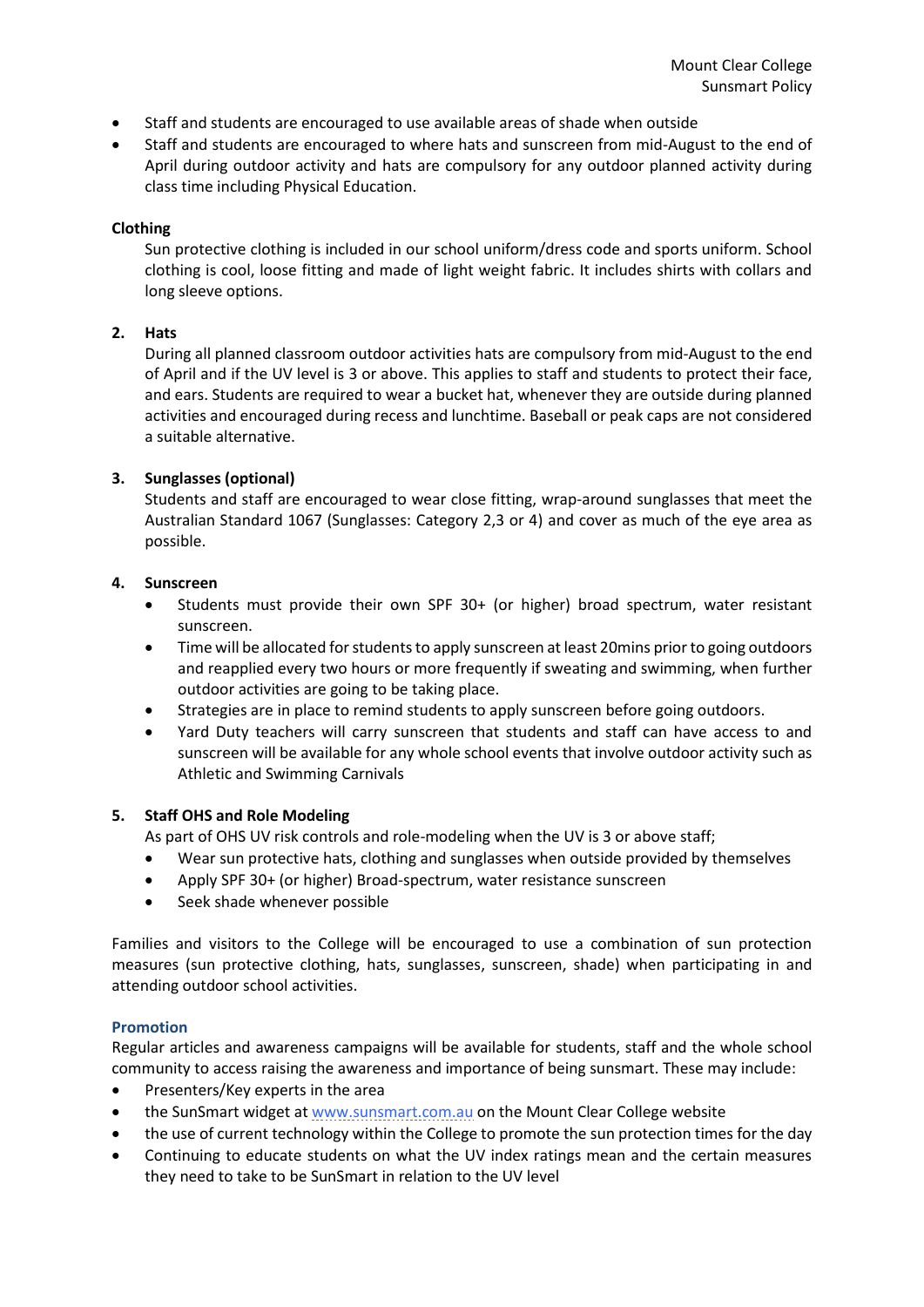- Staff and students are encouraged to use available areas of shade when outside
- Staff and students are encouraged to where hats and sunscreen from mid-August to the end of April during outdoor activity and hats are compulsory for any outdoor planned activity during class time including Physical Education.

**Clothing**

Sun protective clothing is included in our school uniform/dress code and sports uniform. School clothing is cool, loose fitting and made of light weight fabric. It includes shirts with collars and long sleeve options.

**2. Hats**

During all planned classroom outdoor activities hats are compulsory from mid-August to the end of April and if the UV level is 3 or above. This applies to staff and students to protect their face, and ears. Students are required to wear a bucket hat, whenever they are outside during planned activities and encouraged during recess and lunchtime. Baseball or peak caps are not considered a suitable alternative.

**3. Sunglasses (optional)**

Students and staff are encouraged to wear close fitting, wrap-around sunglasses that meet the Australian Standard 1067 (Sunglasses: Category 2,3 or 4) and cover as much of the eye area as possible.

**4. Sunscreen**

- Students must provide their own SPF 30+ (or higher) broad spectrum, water resistant sunscreen.
- Time will be allocated for students to apply sunscreen at least 20mins prior to going outdoors and reapplied every two hours or more frequently if sweating and swimming, when further outdoor activities are going to be taking place.
- Strategies are in place to remind students to apply sunscreen before going outdoors.
- Yard Duty teachers will carry sunscreen that students and staff can have access to and sunscreen will be available for any whole school events that involve outdoor activity such as Athletic and Swimming Carnivals

**5. Staff OHS and Role Modeling**

As part of OHS UV risk controls and role-modeling when the UV is 3 or above staff;

- Wear sun protective hats, clothing and sunglasses when outside provided by themselves
- Apply SPF 30+ (or higher) Broad-spectrum, water resistance sunscreen
- Seek shade whenever possible

Families and visitors to the College will be encouraged to use a combination of sun protection measures (sun protective clothing, hats, sunglasses, sunscreen, shade) when participating in and attending outdoor school activities.

**Promotion**

Regular articles and awareness campaigns will be available for students, staff and the whole school community to access raising the awareness and importance of being sunsmart. These may include:

- Presenters/Key experts in the area
- the SunSmart widget at www.sunsmart.com.au on the Mount Clear College website
- the use of current technology within the College to promote the sun protection times for the day
- Continuing to educate students on what the UV index ratings mean and the certain measures they need to take to be SunSmart in relation to the UV level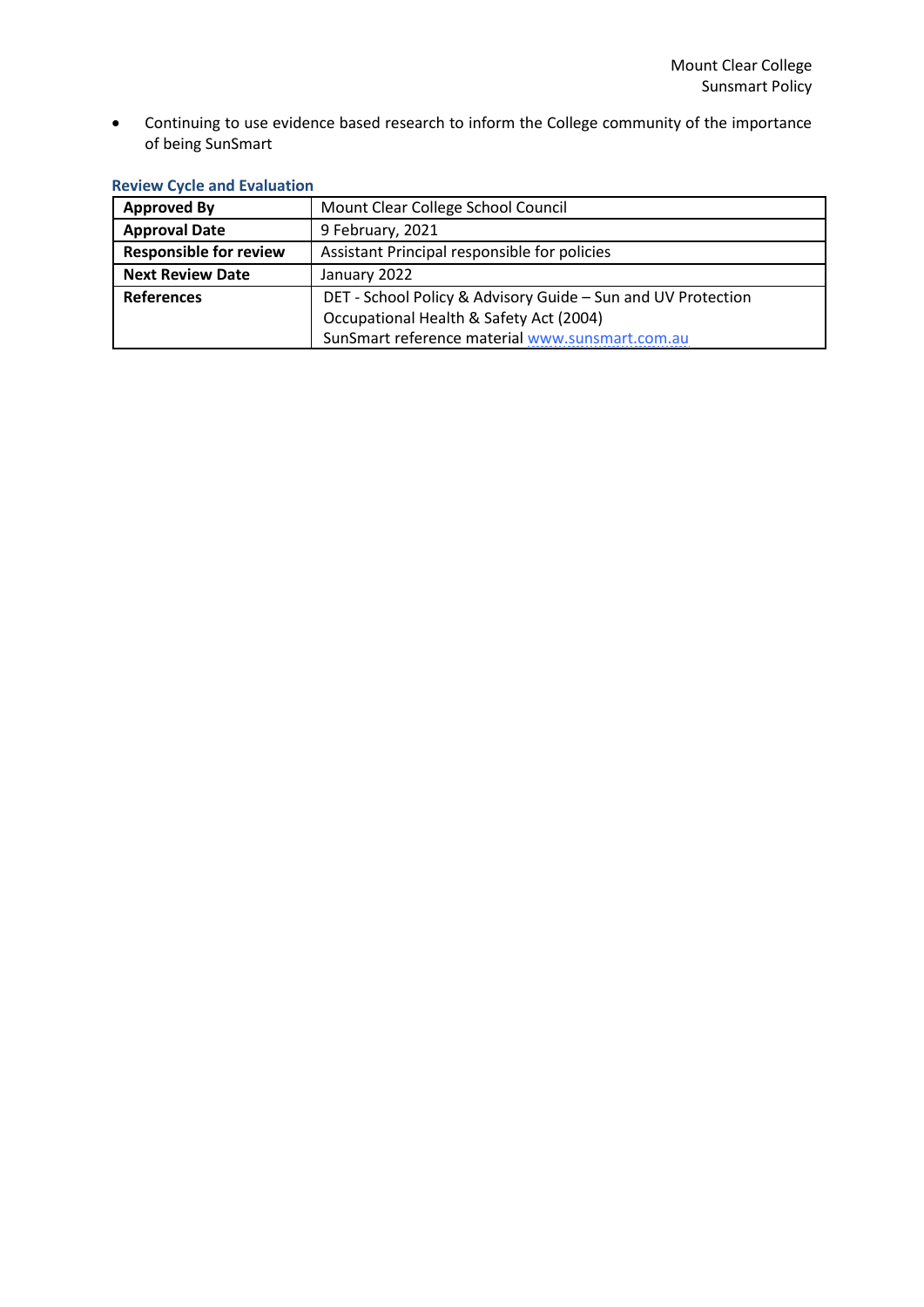- Continuing to use evidence based research to inform the College community of the importance of being SunSmart

### Review Cycle and Evaluation

| | |
|---|---|
| **Approved By** | Mount Clear College School Council |
| **Approval Date** | 9 February, 2021 |
| **Responsible for review** | Assistant Principal responsible for policies |
| **Next Review Date** | January 2022 |
| **References** | DET - School Policy & Advisory Guide – Sun and UV Protection<br>Occupational Health & Safety Act (2004)<br>SunSmart reference material www.sunsmart.com.au |